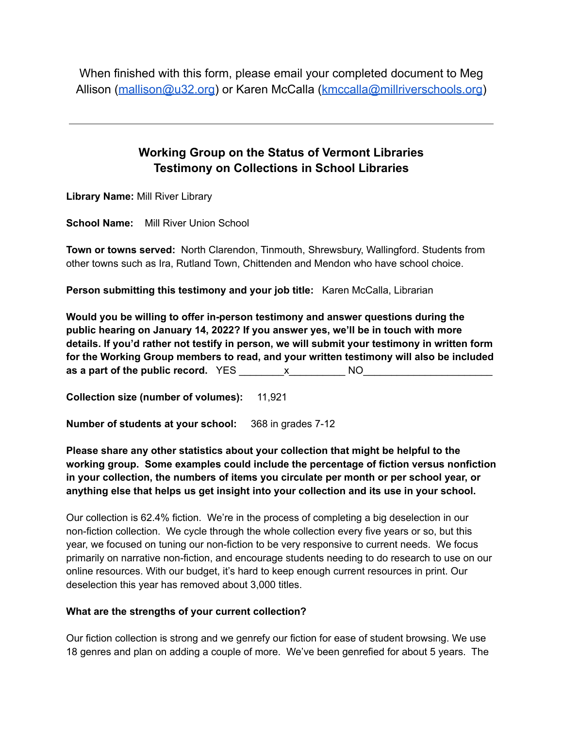When finished with this form, please email your completed document to Meg Allison (mallison@u32.org) or Karen McCalla (kmccalla@millriverschools.org)

---

## Working Group on the Status of Vermont Libraries
## Testimony on Collections in School Libraries

**Library Name:** Mill River Library

**School Name:** Mill River Union School

**Town or towns served:** North Clarendon, Tinmouth, Shrewsbury, Wallingford. Students from other towns such as Ira, Rutland Town, Chittenden and Mendon who have school choice.

**Person submitting this testimony and your job title:** Karen McCalla, Librarian

**Would you be willing to offer in-person testimony and answer questions during the public hearing on January 14, 2022? If you answer yes, we'll be in touch with more details. If you'd rather not testify in person, we will submit your testimony in written form for the Working Group members to read, and your written testimony will also be included as a part of the public record.** YES ________x__________ NO_______________________

**Collection size (number of volumes):** 11,921

**Number of students at your school:** 368 in grades 7-12

**Please share any other statistics about your collection that might be helpful to the working group. Some examples could include the percentage of fiction versus nonfiction in your collection, the numbers of items you circulate per month or per school year, or anything else that helps us get insight into your collection and its use in your school.**

Our collection is 62.4% fiction. We're in the process of completing a big deselection in our non-fiction collection. We cycle through the whole collection every five years or so, but this year, we focused on tuning our non-fiction to be very responsive to current needs. We focus primarily on narrative non-fiction, and encourage students needing to do research to use on our online resources. With our budget, it's hard to keep enough current resources in print. Our deselection this year has removed about 3,000 titles.

**What are the strengths of your current collection?**

Our fiction collection is strong and we genrefy our fiction for ease of student browsing. We use 18 genres and plan on adding a couple of more. We've been genrefied for about 5 years. The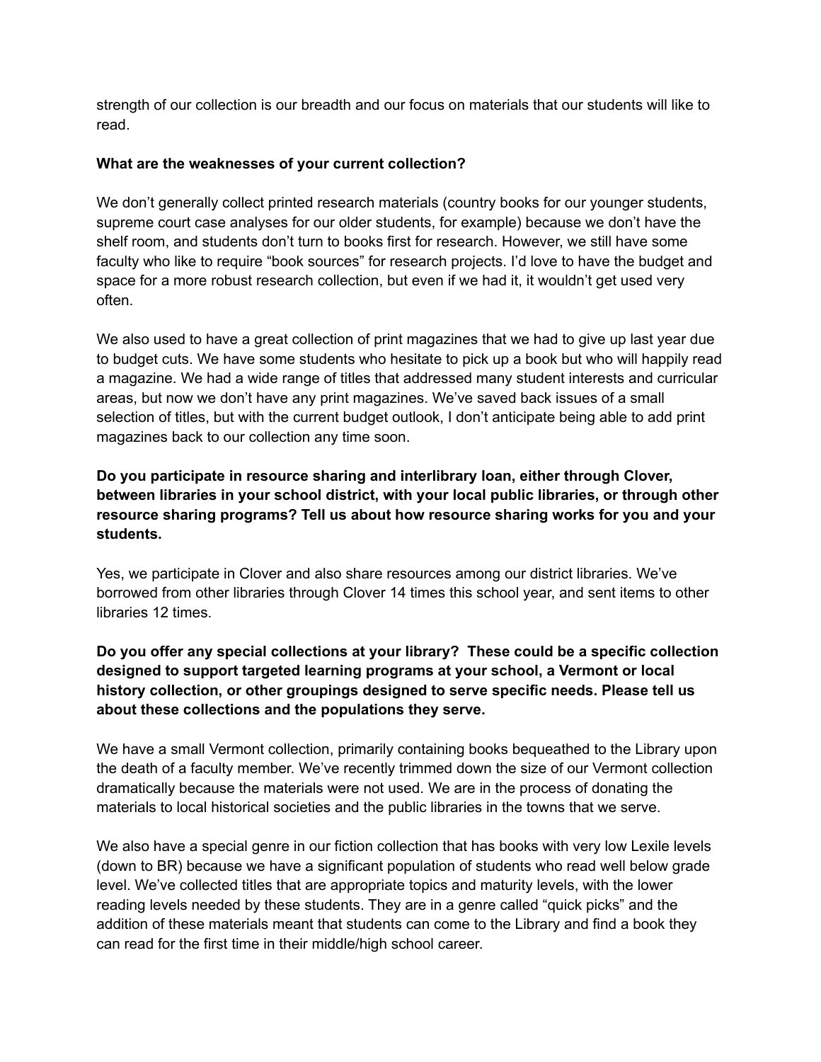strength of our collection is our breadth and our focus on materials that our students will like to read.

**What are the weaknesses of your current collection?**

We don't generally collect printed research materials (country books for our younger students, supreme court case analyses for our older students, for example) because we don't have the shelf room, and students don't turn to books first for research. However, we still have some faculty who like to require "book sources" for research projects. I'd love to have the budget and space for a more robust research collection, but even if we had it, it wouldn't get used very often.

We also used to have a great collection of print magazines that we had to give up last year due to budget cuts. We have some students who hesitate to pick up a book but who will happily read a magazine. We had a wide range of titles that addressed many student interests and curricular areas, but now we don't have any print magazines. We've saved back issues of a small selection of titles, but with the current budget outlook, I don't anticipate being able to add print magazines back to our collection any time soon.

**Do you participate in resource sharing and interlibrary loan, either through Clover, between libraries in your school district, with your local public libraries, or through other resource sharing programs? Tell us about how resource sharing works for you and your students.**

Yes, we participate in Clover and also share resources among our district libraries. We've borrowed from other libraries through Clover 14 times this school year, and sent items to other libraries 12 times.

**Do you offer any special collections at your library? These could be a specific collection designed to support targeted learning programs at your school, a Vermont or local history collection, or other groupings designed to serve specific needs. Please tell us about these collections and the populations they serve.**

We have a small Vermont collection, primarily containing books bequeathed to the Library upon the death of a faculty member. We've recently trimmed down the size of our Vermont collection dramatically because the materials were not used. We are in the process of donating the materials to local historical societies and the public libraries in the towns that we serve.

We also have a special genre in our fiction collection that has books with very low Lexile levels (down to BR) because we have a significant population of students who read well below grade level. We've collected titles that are appropriate topics and maturity levels, with the lower reading levels needed by these students. They are in a genre called "quick picks" and the addition of these materials meant that students can come to the Library and find a book they can read for the first time in their middle/high school career.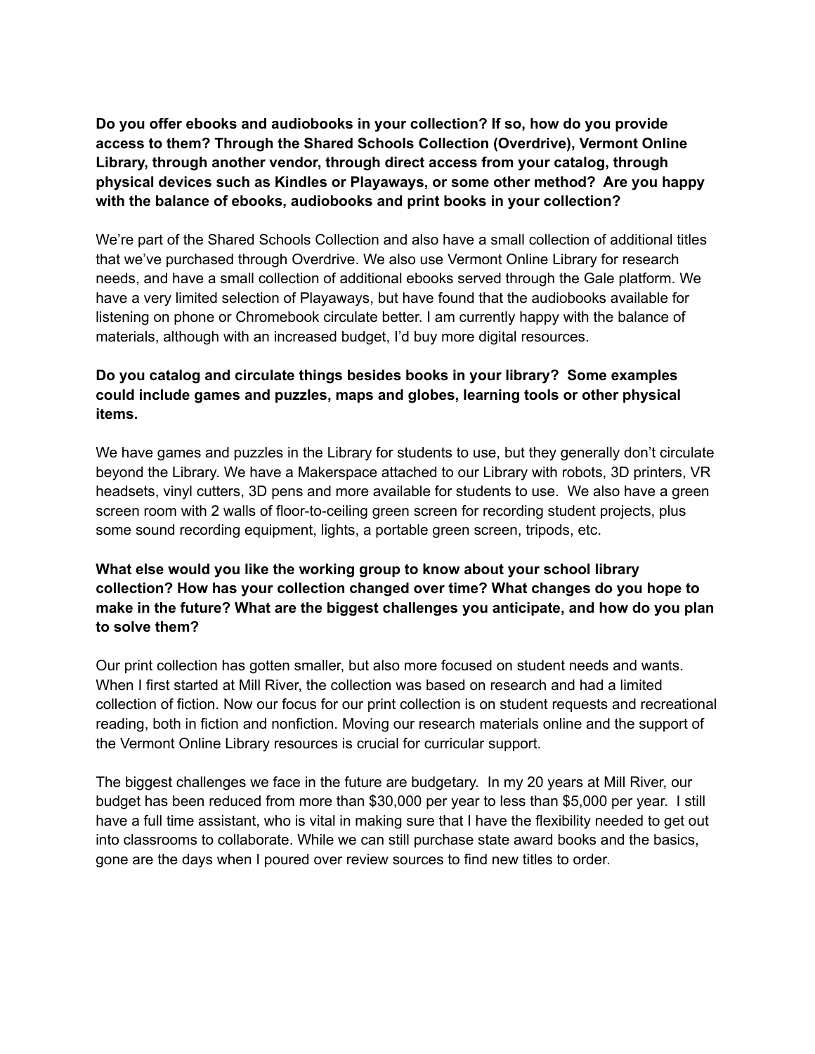**Do you offer ebooks and audiobooks in your collection? If so, how do you provide access to them? Through the Shared Schools Collection (Overdrive), Vermont Online Library, through another vendor, through direct access from your catalog, through physical devices such as Kindles or Playaways, or some other method? Are you happy with the balance of ebooks, audiobooks and print books in your collection?**

We're part of the Shared Schools Collection and also have a small collection of additional titles that we've purchased through Overdrive. We also use Vermont Online Library for research needs, and have a small collection of additional ebooks served through the Gale platform. We have a very limited selection of Playaways, but have found that the audiobooks available for listening on phone or Chromebook circulate better. I am currently happy with the balance of materials, although with an increased budget, I'd buy more digital resources.

**Do you catalog and circulate things besides books in your library? Some examples could include games and puzzles, maps and globes, learning tools or other physical items.**

We have games and puzzles in the Library for students to use, but they generally don't circulate beyond the Library. We have a Makerspace attached to our Library with robots, 3D printers, VR headsets, vinyl cutters, 3D pens and more available for students to use. We also have a green screen room with 2 walls of floor-to-ceiling green screen for recording student projects, plus some sound recording equipment, lights, a portable green screen, tripods, etc.

**What else would you like the working group to know about your school library collection? How has your collection changed over time? What changes do you hope to make in the future? What are the biggest challenges you anticipate, and how do you plan to solve them?**

Our print collection has gotten smaller, but also more focused on student needs and wants. When I first started at Mill River, the collection was based on research and had a limited collection of fiction. Now our focus for our print collection is on student requests and recreational reading, both in fiction and nonfiction. Moving our research materials online and the support of the Vermont Online Library resources is crucial for curricular support.

The biggest challenges we face in the future are budgetary. In my 20 years at Mill River, our budget has been reduced from more than $30,000 per year to less than $5,000 per year. I still have a full time assistant, who is vital in making sure that I have the flexibility needed to get out into classrooms to collaborate. While we can still purchase state award books and the basics, gone are the days when I poured over review sources to find new titles to order.